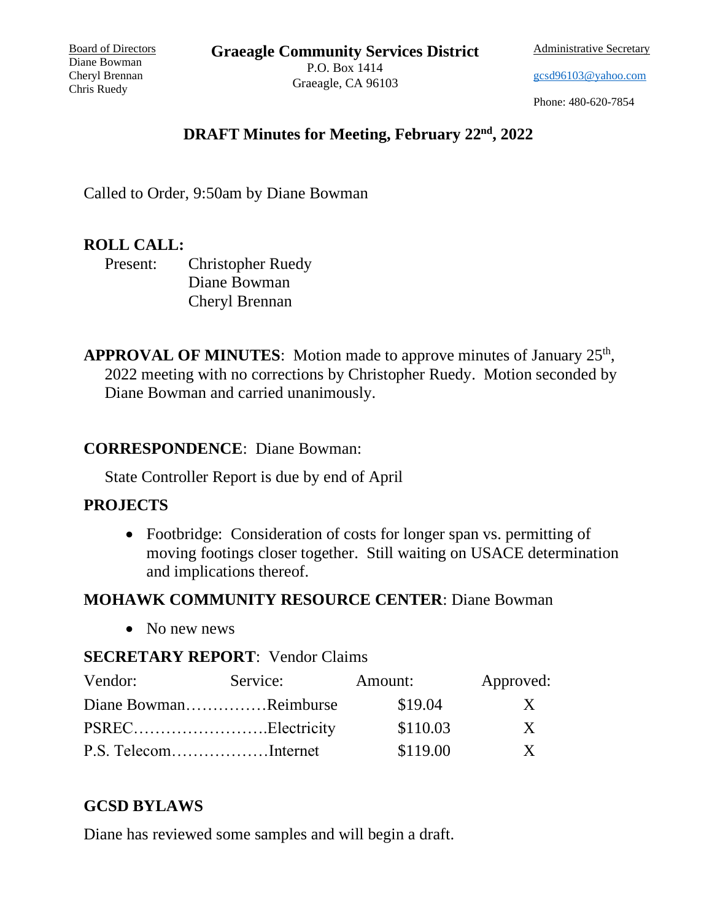Board of Directors
Diane Bowman
Cheryl Brennan
Chris Ruedy

**Graeagle Community Services District**
P.O. Box 1414
Graeagle, CA 96103

Administrative Secretary
gcsd96103@yahoo.com
Phone: 480-620-7854

# DRAFT Minutes for Meeting, February 22nd, 2022

Called to Order, 9:50am by Diane Bowman

**ROLL CALL:**

Present: Christopher Ruedy
Diane Bowman
Cheryl Brennan

**APPROVAL OF MINUTES**: Motion made to approve minutes of January 25th, 2022 meeting with no corrections by Christopher Ruedy. Motion seconded by Diane Bowman and carried unanimously.

**CORRESPONDENCE**: Diane Bowman:

State Controller Report is due by end of April

**PROJECTS**

- Footbridge: Consideration of costs for longer span vs. permitting of moving footings closer together. Still waiting on USACE determination and implications thereof.

**MOHAWK COMMUNITY RESOURCE CENTER**: Diane Bowman

- No new news

**SECRETARY REPORT**: Vendor Claims

| Vendor: | Service: | Amount: | Approved: |
|---|---|---|---|
| Diane Bowman | Reimburse | $19.04 | X |
| PSREC | Electricity | $110.03 | X |
| P.S. Telecom | Internet | $119.00 | X |

**GCSD BYLAWS**

Diane has reviewed some samples and will begin a draft.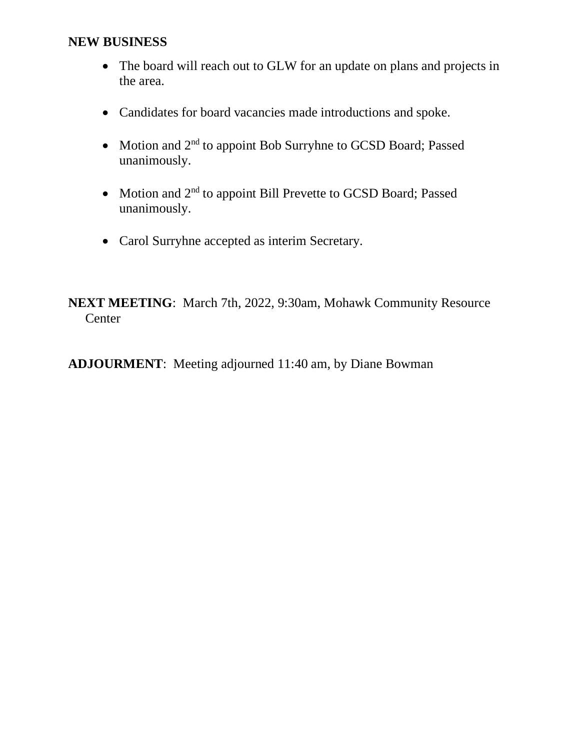**NEW BUSINESS**

- The board will reach out to GLW for an update on plans and projects in the area.
- Candidates for board vacancies made introductions and spoke.
- Motion and 2nd to appoint Bob Surryhne to GCSD Board; Passed unanimously.
- Motion and 2nd to appoint Bill Prevette to GCSD Board; Passed unanimously.
- Carol Surryhne accepted as interim Secretary.

**NEXT MEETING**: March 7th, 2022, 9:30am, Mohawk Community Resource Center

**ADJOURMENT**: Meeting adjourned 11:40 am, by Diane Bowman